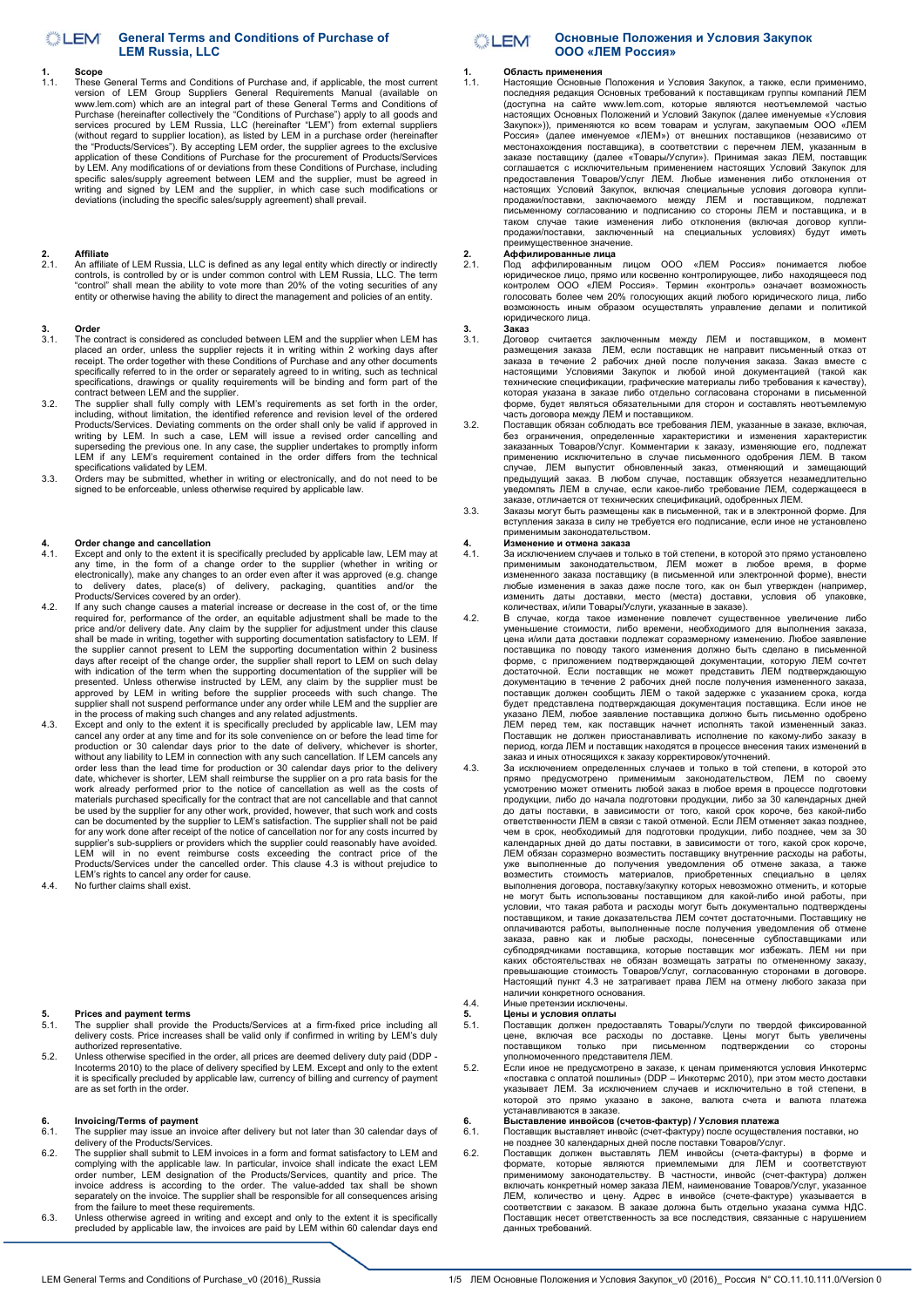# General Terms and Conditions of Purchase of LEM Russia, LLC

## 1. Scope

1.1. These General Terms and Conditions of Purchase and, if applicable, the most current version of LEM Group Suppliers General Requirements Manual (available on www.lem.com) which are an integral part of these General Terms and Conditions of Purchase (hereinafter collectively the "Conditions of Purchase") apply to all goods and services procured by LEM Russia, LLC (hereinafter "LEM") from external suppliers (without regard to supplier location), as listed by LEM in a purchase order (hereinafter the "Products/Services"). By accepting LEM order, the supplier agrees to the exclusive application of these Conditions of Purchase for the procurement of Products/Services by LEM. Any modifications of or deviations from these Conditions of Purchase, including specific sales/supply agreement between LEM and the supplier, must be agreed in writing and signed by LEM and the supplier, in which case such modifications or deviations (including the specific sales/supply agreement) shall prevail.

## 2. Affiliate

2.1. An affiliate of LEM Russia, LLC is defined as any legal entity which directly or indirectly controls, is controlled by or is under common control with LEM Russia, LLC. The term "control" shall mean the ability to vote more than 20% of the voting securities of any entity or otherwise having the ability to direct the management and policies of an entity.

## 3. Order

3.1. The contract is considered as concluded between LEM and the supplier when LEM has placed an order, unless the supplier rejects it in writing within 2 working days after receipt. The order together with these Conditions of Purchase and any other documents specifically referred to in the order or separately agreed to in writing, such as technical specifications, drawings or quality requirements will be binding and form part of the contract between LEM and the supplier.

3.2. The supplier shall fully comply with LEM's requirements as set forth in the order, including, without limitation, the identified reference and revision level of the ordered Products/Services. Deviating comments on the order shall only be valid if approved in writing by LEM. In such a case, LEM will issue a revised order cancelling and superseding the previous one. In any case, the supplier undertakes to promptly inform LEM if any LEM's requirement contained in the order differs from the technical specifications validated by LEM.

3.3. Orders may be submitted, whether in writing or electronically, and do not need to be signed to be enforceable, unless otherwise required by applicable law.

## 4. Order change and cancellation

4.1. Except and only to the extent it is specifically precluded by applicable law, LEM may at any time, in the form of a change order to the supplier (whether in writing or electronically), make any changes to an order even after it was approved (e.g. change to delivery dates, place(s) of delivery, packaging, quantities and/or the Products/Services covered by an order).

4.2. If any such change causes a material increase or decrease in the cost of, or the time required for, performance of the order, an equitable adjustment shall be made to the price and/or delivery date. Any claim by the supplier for adjustment under this clause shall be made in writing, together with supporting documentation satisfactory to LEM. If the supplier cannot present to LEM the supporting documentation within 2 business days after receipt of the change order, the supplier shall report to LEM on such delay with indication of the term when the supporting documentation of the supplier will be presented. Unless otherwise instructed by LEM, any claim by the supplier must be approved by LEM in writing before the supplier proceeds with such change. The supplier shall not suspend performance under any order while LEM and the supplier are in the process of making such changes and any related adjustments.

4.3. Except and only to the extent it is specifically precluded by applicable law, LEM may cancel any order at any time and for its sole convenience on or before the lead time for production or 30 calendar days prior to the date of delivery, whichever is shorter, without any liability to LEM in connection with any such cancellation. If LEM cancels any order less than the lead time for production or 30 calendar days prior to the delivery date, whichever is shorter, LEM shall reimburse the supplier on a pro rata basis for the work already performed prior to the notice of cancellation as well as the costs of materials purchased specifically for the contract that are not cancellable and that cannot be used by the supplier for any other work, provided, however, that such work and costs can be documented by the supplier to LEM's satisfaction. The supplier shall not be paid for any work done after receipt of the notice of cancellation nor for any costs incurred by supplier's sub-suppliers or providers which the supplier could reasonably have avoided. LEM will in no event reimburse costs exceeding the contract price of the Products/Services under the cancelled order. This clause 4.3 is without prejudice to LEM's rights to cancel any order for cause.

4.4. No further claims shall exist.

## 5. Prices and payment terms

5.1. The supplier shall provide the Products/Services at a firm-fixed price including all delivery costs. Price increases shall be valid only if confirmed in writing by LEM's duly authorized representative.

5.2. Unless otherwise specified in the order, all prices are deemed delivery duty paid (DDP - Incoterms 2010) to the place of delivery specified by LEM. Except and only to the extent it is specifically precluded by applicable law, currency of billing and currency of payment are as set forth in the order.

## 6. Invoicing/Terms of payment

6.1. The supplier may issue an invoice after delivery but not later than 30 calendar days of delivery of the Products/Services.

6.2. The supplier shall submit to LEM invoices in a form and format satisfactory to LEM and complying with the applicable law. In particular, invoice shall indicate the exact LEM order number, LEM designation of the Products/Services, quantity and price. The invoice address is according to the order. The value-added tax shall be shown separately on the invoice. The supplier shall be responsible for all consequences arising from the failure to meet these requirements.

6.3. Unless otherwise agreed in writing and except and only to the extent it is specifically precluded by applicable law, the invoices are paid by LEM within 60 calendar days end

# Основные Положения и Условия Закупок ООО «ЛЕМ Россия»

## 1. Область применения

1.1. Настоящие Основные Положения и Условия Закупок, а также, если применимо, последняя редакция Основных требований к поставщикам группы компаний ЛЕМ (доступна на сайте www.lem.com, которые являются неотъемлемой частью настоящих Основных Положений и Условий Закупок (далее именуемые «Условия Закупок»)), применяются ко всем товарам и услугам, закупаемым ООО «ЛЕМ Россия» (далее именуемое «ЛЕМ») от внешних поставщиков (независимо от местонахождения поставщика), в соответствии с перечнем ЛЕМ, указанным в заказе поставщику (далее «Товары/Услуги»). Принимая заказ ЛЕМ, поставщик соглашается с исключительным применением настоящих Условий Закупок для предоставления Товаров/Услуг ЛЕМ. Любые изменения либо отклонения от настоящих Условий Закупок, включая специальные условия договора купли-продажи/поставки, заключаемого между ЛЕМ и поставщиком, подлежат письменному согласованию и подписанию со стороны ЛЕМ и поставщика, и в таком случае такие изменения либо отклонения (включая договор купли-продажи/поставки, заключенный на специальных условиях) будут иметь преимущественное значение.

## 2. Аффилированные лица

2.1. Под аффилированным лицом ООО «ЛЕМ Россия» понимается любое юридическое лицо, прямо или косвенно контролирующее, либо находящееся под контролем ООО «ЛЕМ Россия». Термин «контроль» означает возможность голосовать более чем 20% голосующих акций любого юридического лица, либо возможность иным образом осуществлять управление делами и политикой юридического лица.

## 3. Заказ

3.1. Договор считается заключенным между ЛЕМ и поставщиком, в момент размещения заказа ЛЕМ, если поставщик не направит письменный отказ от заказа в течение 2 рабочих дней после получения заказа. Заказ вместе с настоящими Условиями Закупок и любой иной документацией (такой как технические спецификации, графические материалы либо требования к качеству), которая указана в заказе либо отдельно согласована сторонами в письменной форме, будет являться обязательными для сторон и составлять неотъемлемую часть договора между ЛЕМ и поставщиком.

3.2. Поставщик обязан соблюдать все требования ЛЕМ, указанные в заказе, включая, без ограничения, определенные характеристики и изменения характеристик заказанных Товаров/Услуг. Комментарии к заказу, изменяющие его, подлежат применению исключительно в случае письменного одобрения ЛЕМ. В таком случае, ЛЕМ выпустит обновленный заказ, отменяющий и замещающий предыдущий заказ. В любом случае, поставщик обязуется незамедлительно уведомлять ЛЕМ в случае, если какое-либо требование ЛЕМ, содержащееся в заказе, отличается от технических спецификаций, одобренных ЛЕМ.

3.3. Заказы могут быть размещены как в письменной, так и в электронной форме. Для вступления заказа в силу не требуется его подписание, если иное не установлено применимым законодательством.

## 4. Изменение и отмена заказа

4.1. За исключением случаев и только в той степени, в которой это прямо установлено применимым законодательством, ЛЕМ может в любое время, в форме измененного заказа поставщику (в письменной или электронной форме), внести любые изменения в заказ даже после того, как он был утвержден (например, изменить даты доставки, место (места) доставки, условия об упаковке, количествах, и/или Товары/Услуги, указанные в заказе).

4.2. В случае, когда такое изменение повлечет существенное увеличение либо уменьшение стоимости, либо времени, необходимого для выполнения заказа, цена и/или дата доставки подлежат соразмерному изменению. Любое заявление поставщика по поводу такого изменения должно быть сделано в письменной форме, с приложением подтверждающей документации, которую ЛЕМ сочтет достаточной. Если поставщик не может представить ЛЕМ подтверждающую документацию в течение 2 рабочих дней после получения измененного заказа, поставщик должен сообщить ЛЕМ о такой задержке с указанием срока, когда будет представлена подтверждающая документация поставщика. Если иное не указано ЛЕМ, любое заявление поставщика должно быть письменно одобрено ЛЕМ перед тем, как поставщик начнет исполнять такой измененный заказ. Поставщик не должен приостанавливать исполнение по какому-либо заказу в период, когда ЛЕМ и поставщик находятся в процессе внесения таких изменений в заказ и иных относящихся к заказу корректировок/уточнений.

4.3. За исключением определенных случаев и только в той степени, в которой это прямо предусмотрено применимым законодательством, ЛЕМ по своему усмотрению может отменить любой заказ в любое время в процессе подготовки продукции, либо до начала подготовки продукции, либо за 30 календарных дней до даты поставки, в зависимости от того, какой срок короче, без какой-либо ответственности ЛЕМ в связи с такой отменой. Если ЛЕМ отменяет заказ позднее, чем в срок, необходимый для подготовки продукции, либо позднее, чем за 30 календарных дней до даты поставки, в зависимости от того, какой срок короче, ЛЕМ обязан соразмерно возместить поставщику внутренние расходы на работы, уже выполненные до получения уведомления об отмене заказа, а также возместить стоимость материалов, приобретенных специально в целях выполнения договора, поставку/закупку которых невозможно отменить, и которые не могут быть использованы поставщиком для какой-либо иной работы, при условии, что такая работа и расходы могут быть документально подтверждены поставщиком, и такие доказательства ЛЕМ сочтет достаточными. Поставщику не оплачиваются работы, выполненные после получения уведомления об отмене заказа, равно как и любые расходы, понесенные субпоставщиками или субподрядчиками поставщика, которые поставщик мог избежать. ЛЕМ ни при каких обстоятельствах не обязан возмещать затраты по отмененному заказу, превышающие стоимость Товаров/Услуг, согласованную сторонами в договоре. Настоящий пункт 4.3 не затрагивает права ЛЕМ на отмену любого заказа при наличии конкретного основания.

4.4. Иные претензии исключены.

## 5. Цены и условия оплаты

5.1. Поставщик должен предоставлять Товары/Услуги по твердой фиксированной цене, включая все расходы по доставке. Цены могут быть увеличены поставщиком только при письменном подтверждении со стороны уполномоченного представителя ЛЕМ.

5.2. Если иное не предусмотрено в заказе, к ценам применяются условия Инкотермс «поставка с оплатой пошлины» (DDP – Инкотермс 2010), при этом место доставки указывает ЛЕМ. За исключением случаев и исключительно в той степени, в которой это прямо указано в законе, валюта счета и валюта платежа устанавливаются в заказе.

## 6. Выставление инвойсов (счетов-фактур) / Условия платежа

6.1. Поставщик выставляет инвойс (счет-фактуру) после осуществления поставки, но не позднее 30 календарных дней после поставки Товаров/Услуг.

6.2. Поставщик должен выставлять ЛЕМ инвойсы (счета-фактуры) в форме и формате, которые являются приемлемыми для ЛЕМ и соответствуют применимому законодательству. В частности, инвойс (счет-фактура) должен включать конкретный номер заказа ЛЕМ, наименование Товаров/Услуг, указанное ЛЕМ, количество и цену. Адрес в инвойсе (счете-фактуре) указывается в соответствии с заказом. В заказе должна быть отдельно указана сумма НДС. Поставщик несет ответственность за все последствия, связанные с нарушением данных требований.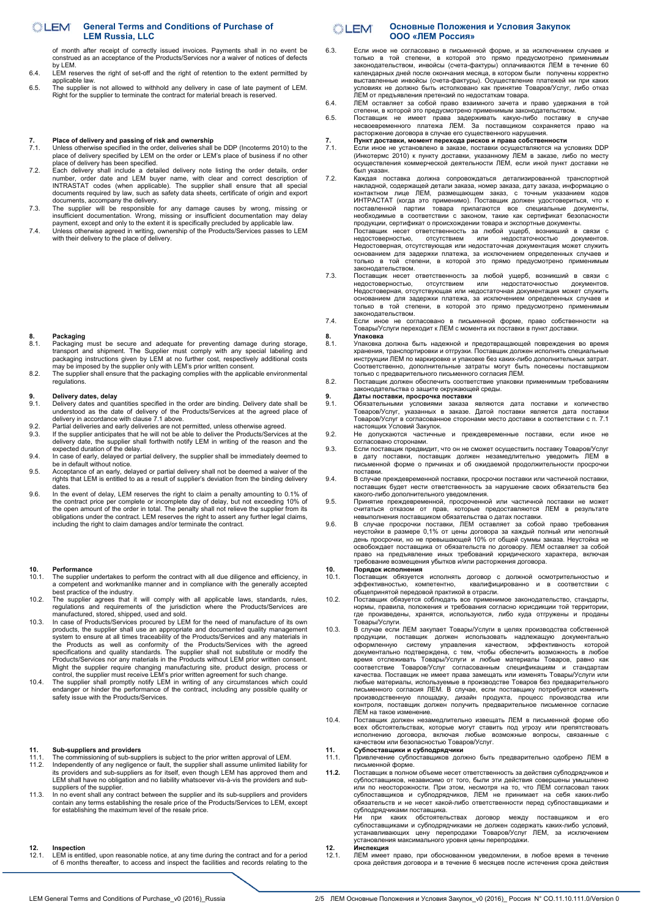of month after receipt of correctly issued invoices. Payments shall in no event be construed as an acceptance of the Products/Services nor a waiver of notices of defects by LEM.

6.4. LEM reserves the right of set-off and the right of retention to the extent permitted by applicable law.

6.5. The supplier is not allowed to withhold any delivery in case of late payment of LEM. Right for the supplier to terminate the contract for material breach is reserved.

## 7. Place of delivery and passing of risk and ownership

7.1. Unless otherwise specified in the order, deliveries shall be DDP (Incoterms 2010) to the place of delivery specified by LEM on the order or LEM's place of business if no other place of delivery has been specified.

7.2. Each delivery shall include a detailed delivery note listing the order details, order number, order date and LEM buyer name, with clear and correct description of INTRASTAT codes (when applicable). The supplier shall ensure that all special documents required by law, such as safety data sheets, certificate of origin and export documents, accompany the delivery.

7.3. The supplier will be responsible for any damage causes by wrong, missing or insufficient documentation. Wrong, missing or insufficient documentation may delay payment, except and only to the extent it is specifically precluded by applicable law.

7.4. Unless otherwise agreed in writing, ownership of the Products/Services passes to LEM with their delivery to the place of delivery.

## 8. Packaging

8.1. Packaging must be secure and adequate for preventing damage during storage, transport and shipment. The Supplier must comply with any special labeling and packaging instructions given by LEM at no further cost, respectively additional costs may be imposed by the supplier only with LEM's prior written consent.

8.2. The supplier shall ensure that the packaging complies with the applicable environmental regulations.

## 9. Delivery dates, delay

9.1. Delivery dates and quantities specified in the order are binding. Delivery date shall be understood as the date of delivery of the Products/Services at the agreed place of delivery in accordance with clause 7.1 above.

9.2. Partial deliveries and early deliveries are not permitted, unless otherwise agreed.

9.3. If the supplier anticipates that he will not be able to deliver the Products/Services at the delivery date, the supplier shall forthwith notify LEM in writing of the reason and the expected duration of the delay.

9.4. In case of early, delayed or partial delivery, the supplier shall be immediately deemed to be in default without notice.

9.5. Acceptance of an early, delayed or partial delivery shall not be deemed a waiver of the rights that LEM is entitled to as a result of supplier's deviation from the binding delivery dates.

9.6. In the event of delay, LEM reserves the right to claim a penalty amounting to 0.1% of the contract price per complete or incomplete day of delay, but not exceeding 10% of the open amount of the order in total. The penalty shall not relieve the supplier from its obligations under the contract. LEM reserves the right to assert any further legal claims, including the right to claim damages and/or terminate the contract.

## 10. Performance

10.1. The supplier undertakes to perform the contract with all due diligence and efficiency, in a competent and workmanlike manner and in compliance with the generally accepted best practice of the industry.

10.2. The supplier agrees that it will comply with all applicable laws, standards, rules, regulations and requirements of the jurisdiction where the Products/Services are manufactured, stored, shipped, used and sold.

10.3. In case of Products/Services procured by LEM for the need of manufacture of its own products, the supplier shall use an appropriate and documented quality management system to ensure at all times traceability of the Products/Services and any materials in the Products as well as conformity of the Products/Services with the agreed specifications and quality standards. The supplier shall not substitute or modify the Products/Services nor any materials in the Products without LEM prior written consent. Might the supplier require changing manufacturing site, product design, process or control, the supplier must receive LEM's prior written agreement for such change.

10.4. The supplier shall promptly notify LEM in writing of any circumstances which could endanger or hinder the performance of the contract, including any possible quality or safety issue with the Products/Services.

## 11. Sub-suppliers and providers

11.1. The commissioning of sub-suppliers is subject to the prior written approval of LEM.

11.2. Independently of any negligence or fault, the supplier shall assume unlimited liability for its providers and sub-suppliers as for itself, even though LEM has approved them and LEM shall have no obligation and no liability whatsoever vis-à-vis the providers and sub-suppliers of the supplier.

11.3. In no event shall any contract between the supplier and its sub-suppliers and providers contain any terms establishing the resale price of the Products/Services to LEM, except for establishing the maximum level of the resale price.

## 12. Inspection

12.1. LEM is entitled, upon reasonable notice, at any time during the contract and for a period of 6 months thereafter, to access and inspect the facilities and records relating to the

---

6.3. Если иное не согласовано в письменной форме, и за исключением случаев и только в той степени, в которой это прямо предусмотрено применимым законодательством, инвойсы (счета-фактуры) оплачиваются ЛЕМ в течение 60 календарных дней после окончания месяца, в котором были получены корректно выставленные инвойсы (счета-фактуры). Осуществление платежей ни при каких условиях не должно быть истолковано как принятие Товаров/Услуг, либо отказ ЛЕМ от предъявления претензий по недостаткам товара.

6.4. ЛЕМ оставляет за собой право взаимного зачета и право удержания в той степени, в которой это предусмотрено применимым законодательством.

6.5. Поставщик не имеет права задерживать какую-либо поставку в случае несвоевременного платежа ЛЕМ. За поставщиком сохраняется право на расторжение договора в случае его существенного нарушения.

## 7. Пункт доставки, момент перехода рисков и права собственности

7.1. Если иное не установлено в заказе, поставки осуществляются на условиях DDP (Инкотермс 2010) к пункту доставки, указанному ЛЕМ в заказе, либо по месту осуществления коммерческой деятельности ЛЕМ, если иной пункт доставки не был указан.

7.2. Каждая поставка должна сопровождаться детализированной транспортной накладной, содержащей детали заказа, номер заказа, дату заказа, информацию о контактном лице ЛЕМ, размещающем заказ, с точным указанием кодов ИНТРАСТАТ (когда это применимо). Поставщик должен удостовериться, что к поставленной партии товара прилагаются все специальные документы, необходимые в соответствии с законом, такие как сертификат безопасности продукции, сертификат о происхождении товара и экспортные документы.
Поставщик несет ответственность за любой ущерб, возникший в связи с недостоверностью, отсутствием или недостаточностью документов. Недостоверная, отсутствующая или недостаточная документация может служить основанием для задержки платежа, за исключением определенных случаев и только в той степени, в которой это прямо предусмотрено применимым законодательством.

7.3. Поставщик несет ответственность за любой ущерб, возникший в связи с недостоверностью, отсутствием или недостаточностью документов. Недостоверная, отсутствующая или недостаточная документация может служить основанием для задержки платежа, за исключением определенных случаев и только в той степени, в которой это прямо предусмотрено применимым законодательством.

7.4. Если иное не согласовано в письменной форме, право собственности на Товары/Услуги переходит к ЛЕМ с момента их поставки в пункт доставки.

## 8. Упаковка

8.1. Упаковка должна быть надежной и предотвращающей повреждения во время хранения, транспортировки и отгрузки. Поставщик должен исполнять специальные инструкции ЛЕМ по маркировке и упаковке без каких-либо дополнительных затрат. Соответственно, дополнительные затраты могут быть понесены поставщиком только с предварительного письменного согласия ЛЕМ.

8.2. Поставщик должен обеспечить соответствие упаковки применимым требованиям законодательства о защите окружающей среды.

## 9. Даты поставки, просрочка поставки

9.1. Обязательными условиями заказа являются дата поставки и количество Товаров/Услуг, указанных в заказе. Датой поставки является дата поставки Товаров/Услуг в согласованное сторонами место доставки в соответствии с п. 7.1 настоящих Условий Закупок.

9.2. Не допускаются частичные и преждевременные поставки, если иное не согласовано сторонами.

9.3. Если поставщик предвидит, что он не сможет осуществить поставку Товаров/Услуг в дату поставки, поставщик должен незамедлительно уведомить ЛЕМ в письменной форме о причинах и об ожидаемой продолжительности просрочки поставки.

9.4. В случае преждевременной поставки, просрочки поставки или частичной поставки, поставщик будет нести ответственность за нарушение своих обязательств без какого-либо дополнительного уведомления.

9.5. Принятие преждевременной, просроченной или частичной поставки не может считаться отказом от прав, которые предоставляются ЛЕМ в результате невыполнения поставщиком обязательства о датах поставки.

9.6. В случае просрочки поставки, ЛЕМ оставляет за собой право требования неустойки в размере 0,1% от цены договора за каждый полный или неполный день просрочки, но не превышающей 10% от общей суммы заказа. Неустойка не освобождает поставщика от обязательств по договору. ЛЕМ оставляет за собой право на предъявление иных требований юридического характера, включая требование возмещения убытков и/или расторжения договора.

## 10. Порядок исполнения

10.1. Поставщик обязуется исполнять договор с должной осмотрительностью и эффективностью, компетентно, квалифицированно и в соответствии с общепринятой передовой практикой в отрасли.

10.2. Поставщик обязуется соблюдать все применимое законодательство, стандарты, нормы, правила, положения и требования согласно юрисдикции той территории, где произведены, хранятся, используются, либо куда отгружены и проданы Товары/Услуги.

10.3. В случае если ЛЕМ закупает Товары/Услуги в целях производства собственной продукции, поставщик должен использовать надлежащую документально оформленную систему управления качеством, эффективность которой документально подтверждена, с тем, чтобы обеспечить возможность в любое время отслеживать Товары/Услуги и любые материалы Товаров, равно как соответствие Товаров/Услуг согласованным спецификациям и стандартам качества. Поставщик не имеет права замещать или изменять Товары/Услуги или любые материалы, используемые в производстве Товаров без предварительного письменного согласия ЛЕМ. В случае, если поставщику потребуется изменить производственную площадку, дизайн продукта, процесс производства или контроля, поставщик должен получить предварительное письменное согласие ЛЕМ на такое изменение.

10.4. Поставщик должен незамедлительно извещать ЛЕМ в письменной форме обо всех обстоятельствах, которые могут ставить под угрозу или препятствовать исполнению договора, включая любые возможные вопросы, связанные с качеством или безопасностью Товаров/Услуг.

## 11. Субпоставщики и субподрядчики

11.1. Привлечение субпоставщиков должно быть предварительно одобрено ЛЕМ в письменной форме.

**11.2.** Поставщик в полном объеме несет ответственность за действия субподрядчиков и субпоставщиков, независимо от того, были эти действия совершены умышленно или по неосторожности. При этом, несмотря на то, что ЛЕМ согласовал таких субпоставщиков и субподрядчиков, ЛЕМ не принимает на себя каких-либо обязательств и не несет какой-либо ответственности перед субпоставщиками и субподрядчиками поставщика.
Ни при каких обстоятельствах договор между поставщиком и его субпоставщиками и субподрядчиками не должен содержать каких-либо условий, устанавливающих цену перепродажи Товаров/Услуг ЛЕМ, за исключением установления максимального уровня цены перепродажи.

## 12. Инспекция

12.1. ЛЕМ имеет право, при обоснованном уведомлении, в любое время в течение срока действия договора и в течение 6 месяцев после истечения срока действия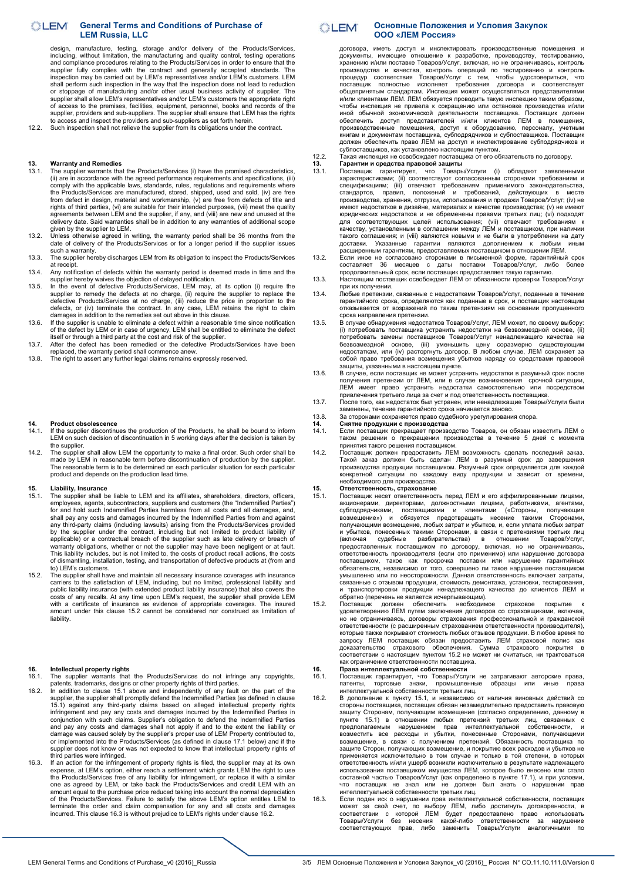design, manufacture, testing, storage and/or delivery of the Products/Services, including, without limitation, the manufacturing and quality control, testing operations and compliance procedures relating to the Products/Services in order to ensure that the supplier fully complies with the contract and generally accepted standards. The inspection may be carried out by LEM's representatives and/or LEM's customers. LEM shall perform such inspection in the way that the inspection does not lead to reduction or stoppage of manufacturing and/or other usual business activity of supplier. The supplier shall allow LEM's representatives and/or LEM's customers the appropriate right of access to the premises, facilities, equipment, personnel, books and records of the supplier, providers and sub-suppliers. The supplier shall ensure that LEM has the rights to access and inspect the providers and sub-suppliers as set forth herein.

12.2. Such inspection shall not relieve the supplier from its obligations under the contract.

## 13. Warranty and Remedies

13.1. The supplier warrants that the Products/Services (i) have the promised characteristics, (ii) are in accordance with the agreed performance requirements and specifications, (iii) comply with the applicable laws, standards, rules, regulations and requirements where the Products/Services are manufactured, stored, shipped, used and sold, (iv) are free from defect in design, material and workmanship, (v) are free from defects of title and rights of third parties, (vi) are suitable for their intended purposes, (vii) meet the quality agreements between LEM and the supplier, if any, and (viii) are new and unused at the delivery date. Said warranties shall be in addition to any warranties of additional scope given by the supplier to LEM.

13.2. Unless otherwise agreed in writing, the warranty period shall be 36 months from the date of delivery of the Products/Services or for a longer period if the supplier issues such a warranty.

13.3. The supplier hereby discharges LEM from its obligation to inspect the Products/Services at receipt.

13.4. Any notification of defects within the warranty period is deemed made in time and the supplier hereby waives the objection of delayed notification.

13.5. In the event of defective Products/Services, LEM may, at its option (i) require the supplier to remedy the defects at no charge, (ii) require the supplier to replace the defective Products/Services at no charge, (iii) reduce the price in proportion to the defects, or (iv) terminate the contract. In any case, LEM retains the right to claim damages in addition to the remedies set out above in this clause.

13.6. If the supplier is unable to eliminate a defect within a reasonable time since notification of the defect by LEM or in case of urgency, LEM shall be entitled to eliminate the defect itself or through a third party at the cost and risk of the supplier.

13.7. After the defect has been remedied or the defective Products/Services have been replaced, the warranty period shall commence anew.

13.8. The right to assert any further legal claims remains expressly reserved.

## 14. Product obsolescence

14.1. If the supplier discontinues the production of the Products, he shall be bound to inform LEM on such decision of discontinuation in 5 working days after the decision is taken by the supplier.

14.2. The supplier shall allow LEM the opportunity to make a final order. Such order shall be made by LEM in reasonable term before discontinuation of production by the supplier. The reasonable term is to be determined on each particular situation for each particular product and depends on the production lead time.

## 15. Liability, Insurance

15.1. The supplier shall be liable to LEM and its affiliates, shareholders, directors, officers, employees, agents, subcontractors, suppliers and customers (the "Indemnified Parties") for and hold such Indemnified Parties harmless from all costs and all damages, and, shall pay any costs and damages incurred by the Indemnified Parties from and against any third-party claims (including lawsuits) arising from the Products/Services provided by the supplier under the contract, including but not limited to product liability (if applicable) or a contractual breach of the supplier such as late delivery or breach of warranty obligations, whether or not the supplier may have been negligent or at fault. This liability includes, but is not limited to, the costs of product recall actions, the costs of dismantling, installation, testing, and transportation of defective products at (from and to) LEM's customers.

15.2. The supplier shall have and maintain all necessary insurance coverages with insurance carriers to the satisfaction of LEM, including, but no limited, professional liability and public liability insurance (with extended product liability insurance) that also covers the costs of any recalls. At any time upon LEM's request, the supplier shall provide LEM with a certificate of insurance as evidence of appropriate coverages. The insured amount under this clause 15.2 cannot be considered nor construed as limitation of liability.

## 16. Intellectual property rights

16.1. The supplier warrants that the Products/Services do not infringe any copyrights, patents, trademarks, designs or other property rights of third parties.

16.2. In addition to clause 15.1 above and independently of any fault on the part of the supplier, the supplier shall promptly defend the Indemnified Parties (as defined in clause 15.1) against any third-party claims based on alleged intellectual property rights infringement and pay any costs and damages incurred by the Indemnified Parties in conjunction with such claims. Supplier's obligation to defend the Indemnified Parties and pay any costs and damages shall not apply if and to the extent the liability or damage was caused solely by the supplier's proper use of LEM Property contributed to, or implemented into the Products/Services (as defined in clause 17.1 below) and if the supplier does not know or was not expected to know that intellectual property rights of third parties were infringed.

16.3. If an action for the infringement of property rights is filed, the supplier may at its own expense, at LEM's option, either reach a settlement which grants LEM the right to use the Products/Services free of any liability for infringement, or replace it with a similar one as agreed by LEM, or take back the Products/Services and credit LEM with an amount equal to the purchase price reduced taking into account the normal depreciation of the Products/Services. Failure to satisfy the above LEM's option entitles LEM to terminate the order and claim compensation for any and all costs and damages incurred. This clause 16.3 is without prejudice to LEM's rights under clause 16.2.

договора, иметь доступ и инспектировать производственные помещения и документы, имеющие отношение к разработке, производству, тестированию, хранению и/или поставке Товаров/Услуг, включая, но не ограничиваясь, контроль производства и качества, контроль операций по тестированию и контроль процедур соответствия Товаров/Услуг с тем, чтобы удостовериться, что поставщик полностью исполняет требования договора и соответствует общепринятым стандартам. Инспекция может осуществляться представителями и/или клиентами ЛЕМ. ЛЕМ обязуется проводить такую инспекцию таким образом, чтобы инспекция не привела к сокращению или остановке производства и/или иной обычной экономической деятельности поставщика. Поставщик должен обеспечить доступ представителей и/или клиентов ЛЕМ в помещения, производственные помещения, доступ к оборудованию, персоналу, учетным книгам и документам поставщика, субподрядчиков и субпоставщиков. Поставщик должен обеспечить право ЛЕМ на доступ и инспектирование субподрядчиков и субпоставщиков, как установлено настоящим пунктом.

12.2. Такая инспекция не освобождает поставщика от его обязательств по договору.

## 13. Гарантии и средства правовой защиты

13.1. Поставщик гарантирует, что Товары/Услуги (i) обладают заявленными характеристиками; (ii) соответствуют согласованным сторонами требованиям и спецификациям; (iii) отвечают требованиям применимого законодательства, стандартов, правил, положений и требований, действующих в месте производства, хранения, отгрузки, использования и продажи Товаров/Услуг; (iv) не имеют недостатков в дизайне, материалах и качестве производства; (v) не имеют юридических недостатков и не обременены правами третьих лиц; (vi) подходят для соответствующих целей использования; (vii) отвечают требованиям к качеству, установленным в соглашениях между ЛЕМ и поставщиком, при наличии такого соглашения; и (viii) являются новыми и не были в употреблении на дату доставки. Указанные гарантии являются дополнением к любым иным расширенным гарантиям, предоставляемых поставщиком в отношении ЛЕМ.

13.2. Если иное не согласовано сторонами в письменной форме, гарантийный срок составляет 36 месяцев с даты поставки Товаров/Услуг, либо более продолжительный срок, если поставщик предоставляет такую гарантию.

13.3. Настоящим поставщик освобождает ЛЕМ от обязанности проверки Товаров/Услуг при их получении.

13.4. Любые претензии, связанные с недостатками Товаров/Услуг, поданные в течение гарантийного срока, определяются как поданные в срок, и поставщик настоящим отказывается от возражений по таким претензиям на основании пропущенного срока направления претензии.

13.5. В случае обнаружения недостатков Товаров/Услуг, ЛЕМ может, по своему выбору: (i) потребовать поставщика устранить недостатки на безвозмездной основе, (ii) потребовать замены поставщиком Товаров/Услуг ненадлежащего качества на безвозмездной основе, (iii) уменьшить цену соразмерно существующим недостаткам, или (iv) расторгнуть договор. В любом случае, ЛЕМ сохраняет за собой право требования возмещения убытков наряду со средствами правовой защиты, указанными в настоящем пункте.

13.6. В случае, если поставщик не может устранить недостатки в разумный срок после получения претензии от ЛЕМ, или в случае возникновения срочной ситуации, ЛЕМ имеет право устранить недостатки самостоятельно или посредством привлечения третьего лица за счет и под ответственность поставщика.

13.7. После того, как недостаток был устранен, или ненадлежащие Товары/Услуги были заменены, течение гарантийного срока начинается заново.

13.8. За сторонами сохраняется право судебного урегулирования спора.

## 14. Снятие продукции с производства

14.1. Если поставщик прекращает производство Товаров, он обязан известить ЛЕМ о таком решении о прекращении производства в течение 5 дней с момента принятия такого решения поставщиком.

14.2. Поставщик должен предоставить ЛЕМ возможность сделать последний заказ. Такой заказ должен быть сделан ЛЕМ в разумный срок до завершения производства продукции поставщиком. Разумный срок определяется для каждой конкретной ситуации по каждому виду продукции и зависит от времени, необходимого для производства.

## 15. Ответственность, страхование

15.1. Поставщик несет ответственность перед ЛЕМ и его аффилированными лицами, акционерами, директорами, должностными лицами, работниками, агентами, субподрядчиками, поставщиками и клиентами («Стороны, получающие возмещение») и обязуется предотвращать несение такими Сторонами, получающими возмещение, любых затрат и убытков, и, если уплата любых затрат и убытков, понесенных такими Сторонами, в связи с претензиями третьих лиц (включая судебные разбирательства) в отношении Товаров/Услуг, предоставленных поставщиком по договору, включая, но не ограничиваясь, ответственность производителя (если это применимо) или нарушение договора поставщиком, такое как просрочка поставки или нарушение гарантийных обязательств, независимо от того, совершено ли такое нарушение поставщиком умышленно или по неосторожности. Данная ответственность включает затраты, связанные с отзывом продукции, стоимость демонтажа, установки, тестирования, и транспортировки продукции ненадлежащего качества до клиентов ЛЕМ и обратно (перечень не является исчерпывающим).

15.2. Поставщик должен обеспечить необходимое страховое покрытие к удовлетворению ЛЕМ путем заключения договоров со страховщиками, включая, но не ограничиваясь, договоры страхования профессиональной и гражданской ответственности (с расширенным страхованием ответственности производителя), которые также покрывают стоимость любых отзывов продукции. В любое время по запросу ЛЕМ поставщик обязан предоставить ЛЕМ страховой полис как доказательство страхового обеспечения. Сумма страхового покрытия в соответствии с настоящим пунктом 15.2 не может ни считаться, ни трактоваться как ограничение ответственности поставщика.

## 16. Права интеллектуальной собственности

16.1. Поставщик гарантирует, что Товары/Услуги не затрагивают авторские права, патенты, торговые знаки, промышленные образцы или иные права интеллектуальной собственности третьих лиц.

16.2. В дополнение к пункту 15.1, и независимо от наличия виновных действий со стороны поставщика, поставщик обязан незамедлительно предоставить правовую защиту Сторонам, получающим возмещение (согласно определению, данному в пункте 15.1) в отношении любых претензий третьих лиц, связанных с предполагаемым нарушением прав интеллектуальной собственности, и возместить все расходы и убытки, понесенные Сторонами, получающими возмещение, в связи с получением претензий. Обязанность поставщика по защите Сторон, получающих возмещение, и покрытию всех расходов и убытков не применяется исключительно в том случае и только в той степени, в которых ответственность и/или ущерб возникли исключительно в результате надлежащего использования поставщиком имущества ЛЕМ, которое было внесено или стало составной частью Товаров/Услуг (как определено в пункте 17.1), и при условии, что поставщик не знал или не должен был знать о нарушении прав интеллектуальной собственности третьих лиц.

16.3. Если подан иск о нарушении прав интеллектуальной собственности, поставщик может за свой счет, по выбору ЛЕМ, либо достигнуть договоренности, в соответствии с которой ЛЕМ будет предоставлено право использовать Товары/Услуги без несения какой-либо ответственности за нарушение соответствующих прав, либо заменить Товары/Услуги аналогичными по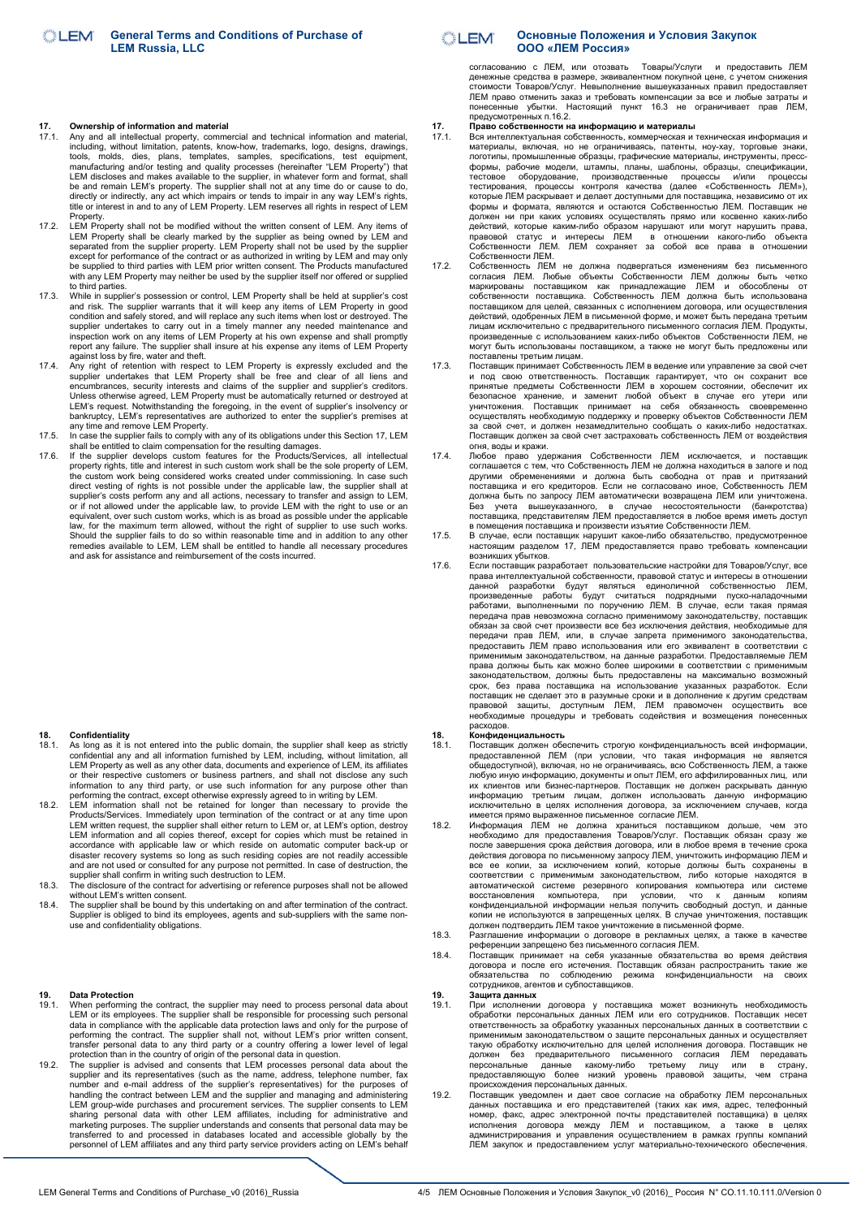## 17. Ownership of information and material

17.1. Any and all intellectual property, commercial and technical information and material, including, without limitation, patents, know-how, trademarks, logo, designs, drawings, tools, molds, dies, plans, templates, samples, specifications, test equipment, manufacturing and/or testing and quality processes (hereinafter "LEM Property") that LEM discloses and makes available to the supplier, in whatever form and format, shall be and remain LEM's property. The supplier shall not at any time do or cause to do, directly or indirectly, any act which impairs or tends to impair in any way LEM's rights, title or interest in and to any of LEM Property. LEM reserves all rights in respect of LEM Property.

17.2. LEM Property shall not be modified without the written consent of LEM. Any items of LEM Property shall be clearly marked by the supplier as being owned by LEM and separated from the supplier property. LEM Property shall not be used by the supplier except for performance of the contract or as authorized in writing by LEM and may only be supplied to third parties with LEM prior written consent. The Products manufactured with any LEM Property may neither be used by the supplier itself nor offered or supplied to third parties.

17.3. While in supplier's possession or control, LEM Property shall be held at supplier's cost and risk. The supplier warrants that it will keep any items of LEM Property in good condition and safely stored, and will replace any such items when lost or destroyed. The supplier undertakes to carry out in a timely manner any needed maintenance and inspection work on any items of LEM Property at its own expense and shall promptly report any failure. The supplier shall insure at his expense any items of LEM Property against loss by fire, water and theft.

17.4. Any right of retention with respect to LEM Property is expressly excluded and the supplier undertakes that LEM Property shall be free and clear of all liens and encumbrances, security interests and claims of the supplier and supplier's creditors. Unless otherwise agreed, LEM Property must be automatically returned or destroyed at LEM's request. Notwithstanding the foregoing, in the event of supplier's insolvency or bankruptcy, LEM's representatives are authorized to enter the supplier's premises at any time and remove LEM Property.

17.5. In case the supplier fails to comply with any of its obligations under this Section 17, LEM shall be entitled to claim compensation for the resulting damages.

17.6. If the supplier develops custom features for the Products/Services, all intellectual property rights, title and interest in such custom work shall be the sole property of LEM, the custom work being considered works created under commissioning. In case such direct vesting of rights is not possible under the applicable law, the supplier shall at supplier's costs perform any and all actions, necessary to transfer and assign to LEM, or if not allowed under the applicable law, to provide LEM with the right to use or an equivalent, over such custom works, which is as broad as possible under the applicable law, for the maximum term allowed, without the right of supplier to use such works. Should the supplier fails to do so within reasonable time and in addition to any other remedies available to LEM, LEM shall be entitled to handle all necessary procedures and ask for assistance and reimbursement of the costs incurred.

## 18. Confidentiality

18.1. As long as it is not entered into the public domain, the supplier shall keep as strictly confidential any and all information furnished by LEM, including, without limitation, all LEM Property as well as any other data, documents and experience of LEM, its affiliates or their respective customers or business partners, and shall not disclose any such information to any third party, or use such information for any purpose other than performing the contract, except otherwise expressly agreed to in writing by LEM.

18.2. LEM information shall not be retained for longer than necessary to provide the Products/Services. Immediately upon termination of the contract or at any time upon LEM written request, the supplier shall either return to LEM or, at LEM's option, destroy LEM information and all copies thereof, except for copies which must be retained in accordance with applicable law or which reside on automatic computer back-up or disaster recovery systems so long as such residing copies are not readily accessible and are not used or consulted for any purpose not permitted. In case of destruction, the supplier shall confirm in writing such destruction to LEM.

18.3. The disclosure of the contract for advertising or reference purposes shall not be allowed without LEM's written consent.

18.4. The supplier shall be bound by this undertaking on and after termination of the contract. Supplier is obliged to bind its employees, agents and sub-suppliers with the same non-use and confidentiality obligations.

## 19. Data Protection

19.1. When performing the contract, the supplier may need to process personal data about LEM or its employees. The supplier shall be responsible for processing such personal data in compliance with the applicable data protection laws and only for the purpose of performing the contract. The supplier shall not, without LEM's prior written consent, transfer personal data to any third party or a country offering a lower level of legal protection than in the country of origin of the personal data in question.

19.2. The supplier is advised and consents that LEM processes personal data about the supplier and its representatives (such as the name, address, telephone number, fax number and e-mail address of the supplier's representatives) for the purposes of handling the contract between LEM and the supplier and managing and administering LEM group-wide purchases and procurement services. The supplier consents to LEM sharing personal data with other LEM affiliates, including for administrative and marketing purposes. The supplier understands and consents that personal data may be transferred to and processed in databases located and accessible globally by the personnel of LEM affiliates and any third party service providers acting on LEM's behalf

---

согласованию с ЛЕМ, или отозвать Товары/Услуги и предоставить ЛЕМ денежные средства в размере, эквивалентном покупной цене, с учетом снижения стоимости Товаров/Услуг. Невыполнение вышеуказанных правил предоставляет ЛЕМ право отменить заказ и требовать компенсации за все и любые затраты и понесенные убытки. Настоящий пункт 16.3 не ограничивает прав ЛЕМ, предусмотренных п.16.2.

## 17. Право собственности на информацию и материалы

17.1. Вся интеллектуальная собственность, коммерческая и техническая информация и материалы, включая, но не ограничиваясь, патенты, ноу-хау, торговые знаки, логотипы, промышленные образцы, графические материалы, инструменты, пресс-формы, рабочие модели, штампы, планы, шаблоны, образцы, спецификации, тестовое оборудование, производственные процессы и/или процессы тестирования, процессы контроля качества (далее «Собственность ЛЕМ»), которые ЛЕМ раскрывает и делает доступными для поставщика, независимо от их формы и формата, являются и остаются Собственностью ЛЕМ. Поставщик не должен ни при каких условиях осуществлять прямо или косвенно каких-либо действий, которые каким-либо образом нарушают или могут нарушить права, правовой статус и интересы ЛЕМ в отношении какого-либо объекта Собственности ЛЕМ. ЛЕМ сохраняет за собой все права в отношении Собственности ЛЕМ.

17.2. Собственность ЛЕМ не должна подвергаться изменениям без письменного согласия ЛЕМ. Любые объекты Собственности ЛЕМ должны быть четко маркированы поставщиком как принадлежащие ЛЕМ и обособлены от собственности поставщика. Собственность ЛЕМ должна быть использована поставщиком для целей, связанных с исполнением договора, или осуществления действий, одобренных ЛЕМ в письменной форме, и может быть передана третьим лицам исключительно с предварительного письменного согласия ЛЕМ. Продукты, произведенные с использованием каких-либо объектов Собственности ЛЕМ, не могут быть использованы поставщиком, а также не могут быть предложены или поставлены третьим лицам.

17.3. Поставщик принимает Собственность ЛЕМ в ведение или управление за свой счет и под свою ответственность. Поставщик гарантирует, что он сохранит все принятые предметы Собственности ЛЕМ в хорошем состоянии, обеспечит их безопасное хранение, и заменит любой объект в случае его утери или уничтожения. Поставщик принимает на себя обязанность своевременно осуществлять необходимую поддержку и проверку объектов Собственности ЛЕМ за свой счет, и должен незамедлительно сообщать о каких-либо недостатках. Поставщик должен за свой счет застраховать собственность ЛЕМ от воздействия огня, воды и кражи.

17.4. Любое право удержания Собственности ЛЕМ исключается, и поставщик соглашается с тем, что Собственность ЛЕМ не должна находиться в залоге и под другими обременениями и должна быть свободна от прав и притязаний поставщика и его кредиторов. Если не согласовано иное, Собственность ЛЕМ должна быть по запросу ЛЕМ автоматически возвращена ЛЕМ или уничтожена. Без учета вышеуказанного, в случае несостоятельности (банкротства) поставщика, представителям ЛЕМ предоставляется в любое время иметь доступ в помещения поставщика и произвести изъятие Собственности ЛЕМ.

17.5. В случае, если поставщик нарушит какое-либо обязательство, предусмотренное настоящим разделом 17, ЛЕМ предоставляется право требовать компенсации возникших убытков.

17.6. Если поставщик разработает пользовательские настройки для Товаров/Услуг, все права интеллектуальной собственности, правовой статус и интересы в отношении данной разработки будут являться единоличной собственностью ЛЕМ, произведенные работы будут считаться подрядными пуско-наладочными работами, выполненными по поручению ЛЕМ. В случае, если такая прямая передача прав невозможна согласно применимому законодательству, поставщик обязан за свой счет произвести все без исключения действия, необходимые для передачи прав ЛЕМ, или, в случае запрета применимого законодательства, предоставить ЛЕМ право использования или его эквивалент в соответствии с применимым законодательством, на данные разработки. Предоставляемые ЛЕМ права должны быть как можно более широкими в соответствии с применимым законодательством, должны быть предоставлены на максимально возможный срок, без права поставщика на использование указанных разработок. Если поставщик не сделает это в разумные сроки и в дополнение к другим средствам правовой защиты, доступным ЛЕМ, ЛЕМ правомочен осуществить все необходимые процедуры и требовать содействия и возмещения понесенных расходов.

## 18. Конфиденциальность

18.1. Поставщик должен обеспечить строгую конфиденциальность всей информации, предоставленной ЛЕМ (при условии, что такая информация не является общедоступной), включая, но не ограничиваясь, всю Собственность ЛЕМ, а также любую иную информацию, документы и опыт ЛЕМ, его аффилированных лиц, или их клиентов или бизнес-партнеров. Поставщик не должен раскрывать данную информацию третьим лицам, должен использовать данную информацию исключительно в целях исполнения договора, за исключением случаев, когда имеется прямо выраженное письменное согласие ЛЕМ.

18.2. Информация ЛЕМ не должна храниться поставщиком дольше, чем это необходимо для предоставления Товаров/Услуг. Поставщик обязан сразу же после завершения срока действия договора, или в любое время в течение срока действия договора по письменному запросу ЛЕМ, уничтожить информацию ЛЕМ и все ее копии, за исключением копий, которые должны быть сохранены в соответствии с применимым законодательством, либо которые находятся в автоматической системе резервного копирования компьютера или системе восстановления компьютера, при условии, что к данным копиям конфиденциальной информации нельзя получить свободный доступ, и данные копии не используются в запрещенных целях. В случае уничтожения, поставщик должен подтвердить ЛЕМ такое уничтожение в письменной форме.

18.3. Разглашение информации о договоре в рекламных целях, а также в качестве референции запрещено без письменного согласия ЛЕМ.

18.4. Поставщик принимает на себя указанные обязательства во время действия договора и после его истечения. Поставщик обязан распространить такие же обязательства по соблюдению режима конфиденциальности на своих сотрудников, агентов и субпоставщиков.

## 19. Защита данных

19.1. При исполнении договора у поставщика может возникнуть необходимость обработки персональных данных ЛЕМ или его сотрудников. Поставщик несет ответственность за обработку указанных персональных данных в соответствии с применимым законодательством о защите персональных данных и осуществляет такую обработку исключительно для целей исполнения договора. Поставщик не должен без предварительного письменного согласия ЛЕМ передавать персональные данные какому-либо третьему лицу или в страну, предоставляющую более низкий уровень правовой защиты, чем страна происхождения персональных данных.

19.2. Поставщик уведомлен и дает свое согласие на обработку ЛЕМ персональных данных поставщика и его представителей (таких как имя, адрес, телефонный номер, факс, адрес электронной почты представителей поставщика) в целях исполнения договора между ЛЕМ и поставщиком, а также в целях администрирования и управления осуществлением в рамках группы компаний ЛЕМ закупок и предоставлением услуг материально-технического обеспечения.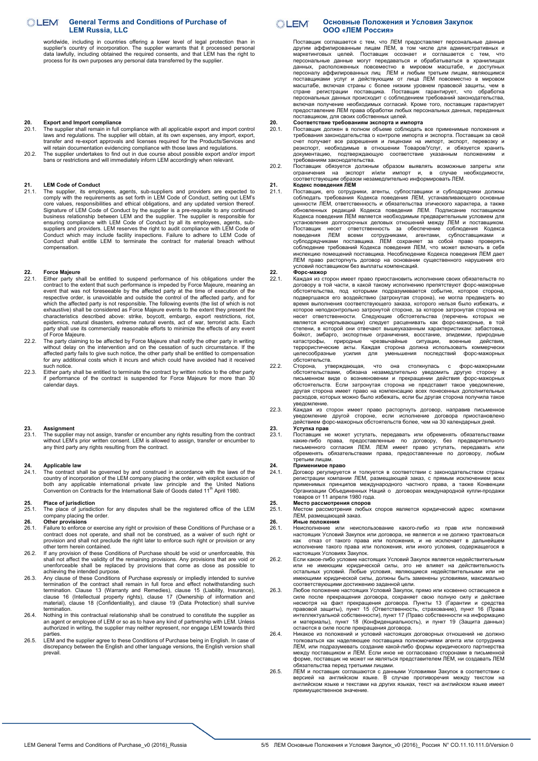worldwide, including in countries offering a lower level of legal protection than in supplier's country of incorporation. The supplier warrants that it processed personal data lawfully, including obtained the required consents, and that LEM has the right to process for its own purposes any personal data transferred by the supplier.

## 20. Export and Import compliance

20.1. The supplier shall remain in full compliance with all applicable export and import control laws and regulations. The supplier will obtain, at its own expenses, any import, export, transfer and re-export approvals and licenses required for the Products/Services and will retain documentation evidencing compliance with those laws and regulations.

20.2. The supplier undertakes to find out in due course about possible export and/or import bans or restrictions and will immediately inform LEM accordingly when relevant.

## 21. LEM Code of Conduct

21.1. The supplier, its employees, agents, sub-suppliers and providers are expected to comply with the requirements as set forth in LEM Code of Conduct, setting out LEM's core values, responsibilities and ethical obligations, and any updated version thereof. Signature of LEM Code of Conduct by the supplier is a pre-requisite to any continued business relationship between LEM and the supplier. The supplier is responsible for ensuring compliance with LEM Code of Conduct by all its employees, agents, sub-suppliers and providers. LEM reserves the right to audit compliance with LEM Code of Conduct which may include facility inspections. Failure to adhere to LEM Code of Conduct shall entitle LEM to terminate the contract for material breach without compensation.

## 22. Force Majeure

22.1. Either party shall be entitled to suspend performance of his obligations under the contract to the extent that such performance is impeded by Force Majeure, meaning an event that was not foreseeable by the affected party at the time of execution of the respective order, is unavoidable and outside the control of the affected party, and for which the affected party is not responsible. The following events (the list of which is not exhaustive) shall be considered as Force Majeure events to the extent they present the characteristics described above: strike, boycott, embargo, export restrictions, riot, epidemics, natural disasters, extreme natural events, act of war, terrorist acts. Each party shall use its commercially reasonable efforts to minimize the effects of any event of Force Majeure.

22.2. The party claiming to be affected by Force Majeure shall notify the other party in writing without delay on the intervention and on the cessation of such circumstance. If the affected party fails to give such notice, the other party shall be entitled to compensation for any additional costs which it incurs and which could have avoided had it received such notice.

22.3. Either party shall be entitled to terminate the contract by written notice to the other party if performance of the contract is suspended for Force Majeure for more than 30 calendar days.

## 23. Assignment

23.1. The supplier may not assign, transfer or encumber any rights resulting from the contract without LEM's prior written consent. LEM is allowed to assign, transfer or encumber to any third party any rights resulting from the contract.

## 24. Applicable law

24.1. The contract shall be governed by and construed in accordance with the laws of the country of incorporation of the LEM company placing the order, with explicit exclusion of both any applicable international private law principle and the United Nations Convention on Contracts for the International Sale of Goods dated 11th April 1980.

## 25. Place of jurisdiction

25.1. The place of jurisdiction for any disputes shall be the registered office of the LEM company placing the order.

## 26. Other provisions

26.1. Failure to enforce or exercise any right or provision of these Conditions of Purchase or a contract does not operate, and shall not be construed, as a waiver of such right or provision and shall not preclude the right later to enforce such right or provision or any other term herein contained.

26.2. If any provision of these Conditions of Purchase should be void or unenforceable, this shall not affect the validity of the remaining provisions. Any provisions that are void or unenforceable shall be replaced by provisions that come as close as possible to achieving the intended purpose.

26.3. Any clause of these Conditions of Purchase expressly or impliedly intended to survive termination of the contract shall remain in full force and effect notwithstanding such termination. Clause 13 (Warranty and Remedies), clause 15 (Liability, Insurance), clause 16 (Intellectual property rights), clause 17 (Ownership of information and material), clause 18 (Confidentiality), and clause 19 (Data Protection) shall survive termination.

26.4. Nothing in this contractual relationship shall be construed to constitute the supplier as an agent or employee of LEM or so as to have any kind of partnership with LEM. Unless authorized in writing, the supplier may neither represent, nor engage LEM towards third parties.

26.5. LEM and the supplier agree to these Conditions of Purchase being in English. In case of discrepancy between the English and other language versions, the English version shall prevail.

---

Поставщик соглашается с тем, что ЛЕМ предоставляет персональные данные другим аффилированным лицам ЛЕМ, в том числе для административных и маркетинговых целей. Поставщик осознает и соглашается с тем, что персональные данные могут передаваться и обрабатываться в хранилищах данных, расположенных повсеместно в мировом масштабе, и доступных персоналу аффилированных лиц ЛЕМ и любым третьим лицам, являющимся поставщиками услуг и действующим от лица ЛЕМ повсеместно в мировом масштабе, включая страны с более низким уровнем правовой защиты, чем в стране регистрации поставщика. Поставщик гарантирует, что обработка персональных данных происходит с соблюдением требований законодательства, включая получение необходимых согласий. Кроме того, поставщик гарантирует предоставление ЛЕМ права обработки любых персональных данных, переданных поставщиком, для своих собственных целей.

## 20. Соответствие требованиям экспорта и импорта

20.1. Поставщик должен в полном объеме соблюдать все применимые положения и требования законодательства о контроле импорта и экспорта. Поставщик за свой счет получает все разрешения и лицензии на импорт, экспорт, перевозку и реэкспорт, необходимые в отношении Товаров/Услуг, и обязуется хранить документацию, подтверждающую соответствие указанным положениям и требованиям законодательства.

20.2. Поставщик обязуется должным образом выявлять возможные запреты или ограничения на экспорт и/или импорт и, в случае необходимости, соответствующим образом незамедлительно информировать ЛЕМ.

## 21. Кодекс поведения ЛЕМ

21.1. Поставщик, его сотрудники, агенты, субпоставщики и субподрядчики должны соблюдать требования Кодекса поведения ЛЕМ, устанавливающего основные ценности ЛЕМ, ответственность и обязательства этического характера, а также обновленных редакций Кодекса поведения ЛЕМ. Подписание поставщиком Кодекса поведения ЛЕМ является необходимым предварительным условием для установления долгосрочных деловых отношений между ЛЕМ и поставщиком. Поставщик несет ответственность за обеспечение соблюдения Кодекса поведения ЛЕМ всеми сотрудниками, агентами, субпоставщиками и субподрядчиками поставщика. ЛЕМ сохраняет за собой право проверять соблюдение требований Кодекса поведения ЛЕМ, что может включать в себя инспекцию помещений поставщика. Несоблюдение Кодекса поведения ЛЕМ дает ЛЕМ право расторгнуть договор на основании существенного нарушения его условий поставщиком без выплаты компенсаций.

## 22. Форс-мажор

22.1. Каждая из сторон имеет право приостановить исполнение своих обязательств по договору в той части, в какой такому исполнению препятствуют форс-мажорные обстоятельства, под которыми подразумевается событие, которое сторона, подвергшаяся его воздействию (затронутая сторона), не могла предвидеть во время выполнения соответствующего заказа, которого нельзя было избежать, и которое неподконтрольно затронутой стороне, за которое затронутая сторона не несет ответственности. Следующие обстоятельства (перечень которых не является исчерпывающим) следует расценивать как форс-мажорные, в той степени, в которой они отвечают вышеуказанным характеристикам: забастовка, бойкот, эмбарго, экспортные ограничения, восстание, эпидемии, природные катастрофы, природные чрезвычайные ситуации, военные действия, террористические акты. Каждая сторона должна использовать коммерчески целесообразные усилия для уменьшения последствий форс-мажорных обстоятельств.

22.2. Сторона, утверждающая, что она столкнулась с форс-мажорными обстоятельствами, обязана незамедлительно уведомить другую сторону в письменном виде о возникновении и прекращении действия форс-мажорных обстоятельств. Если затронутая сторона не представит такое уведомление, другая сторона имеет право на компенсацию всех понесенных дополнительных расходов, которых можно было избежать, если бы другая сторона получила такое уведомление.

22.3. Каждая из сторон имеет право расторгнуть договор, направив письменное уведомление другой стороне, если исполнение договора приостановлено действием форс-мажорных обстоятельств более, чем на 30 календарных дней.

## 23. Уступка прав

23.1. Поставщик не может уступать, передавать или обременять обязательствами какие-либо права, предоставленные по договору, без предварительного письменного согласия ЛЕМ. ЛЕМ имеет право уступать, передавать или обременять обязательствами права, предоставленные по договору, любым третьим лицам.

## 24. Применимое право

24.1. Договор регулируется и толкуется в соответствии с законодательством страны регистрации компании ЛЕМ, размещающей заказ, с прямым исключением всех применимых принципов международного частного права, а также Конвенции Организации Объединенных Наций о договорах международной купли-продажи товаров от 11 апреля 1980 года.

## 25. Место рассмотрения споров

25.1. Местом рассмотрения любых споров является юридический адрес компании ЛЕМ, размещающей заказ.

## 26. Иные положения

26.1. Неисполнение или неиспользование какого-либо из прав или положений настоящих Условий Закупок или договора, не является и не должно трактоваться как отказ от такого права или положения, и не исключает в дальнейшем исполнение такого права или положения, или иного условия, содержащегося в настоящих Условиях Закупок.

26.2. Если какое-либо условие настоящих Условий Закупок является недействительным или не имеющим юридической силы, это не влияет на действительность остальных условий. Любые условия, являющиеся недействительными или не имеющими юридической силы, должны быть заменены условиями, максимально соответствующими достижению заданной цели.

26.3. Любое положение настоящих Условий Закупок, прямо или косвенно остающееся в силе после прекращения договора, сохраняет свою полную силу и действие несмотря на факт прекращения договора. Пункты 13 (Гарантии и средства правовой защиты), пункт 15 (Ответственность, страхование), пункт 16 (Права интеллектуальной собственности), пункт 17 (Право собственности на информацию и материалы), пункт 18 (Конфиденциальность), и пункт 19 (Защита данных) остаются в силе после прекращения договора.

26.4. Никакое из положений и условий настоящих договорных отношений не должно толковаться как наделяющее поставщика полномочиями агента или сотрудника ЛЕМ, или подразумевать создание какой-либо формы юридического партнерства между поставщиком и ЛЕМ. Если иное не согласовано сторонами в письменной форме, поставщик не может ни являться представителем ЛЕМ, ни создавать ЛЕМ обязательства перед третьими лицами.

26.5. ЛЕМ и поставщик соглашаются с данными Условиями Закупок в соответствии с версией на английском языке. В случае противоречия между текстом на английском языке и текстами на других языках, текст на английском языке имеет преимущественное значение.